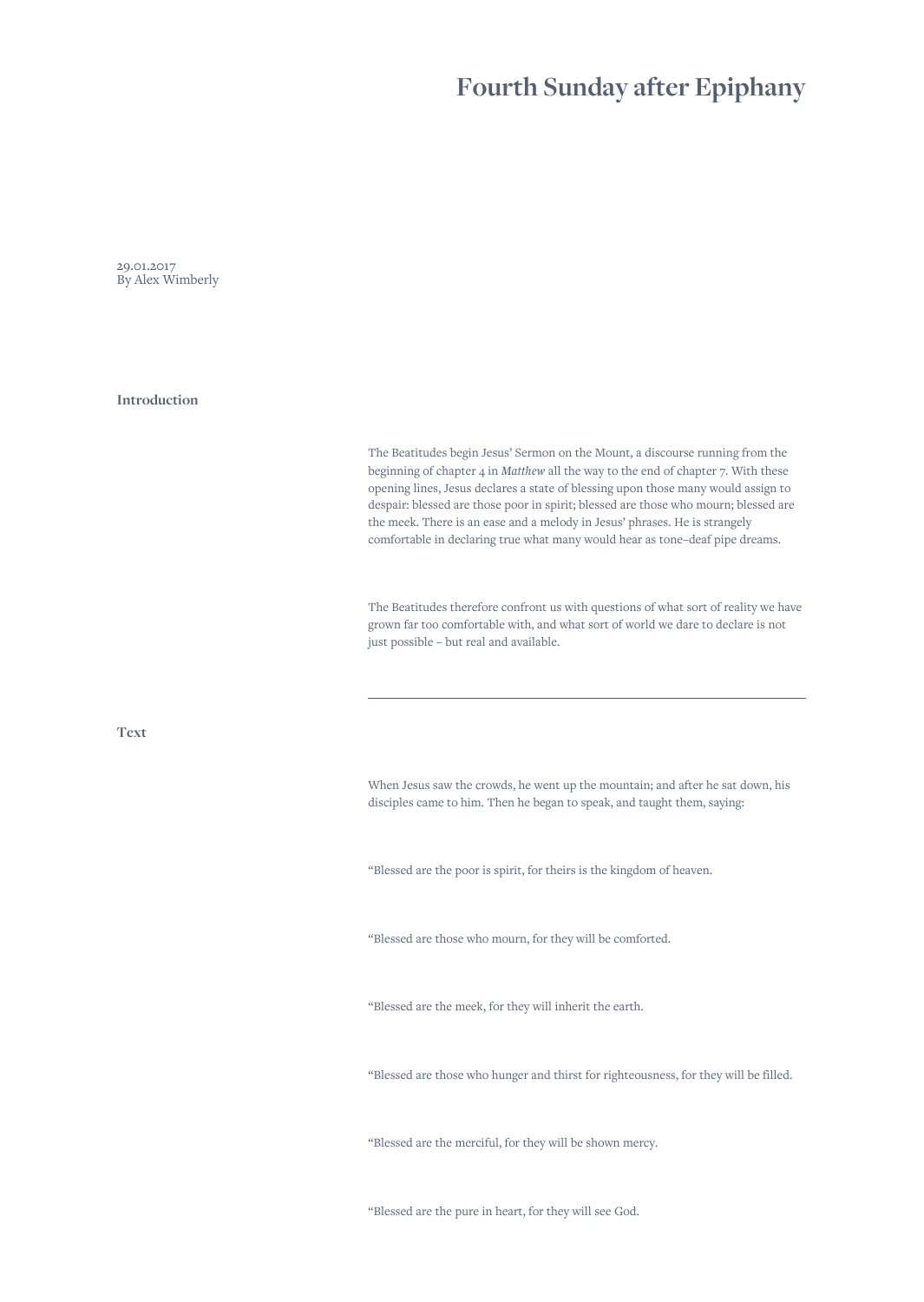# Fourth Sunday after Epiphany

29.01.2017
By Alex Wimberly

## Introduction

The Beatitudes begin Jesus' Sermon on the Mount, a discourse running from the beginning of chapter 4 in *Matthew* all the way to the end of chapter 7. With these opening lines, Jesus declares a state of blessing upon those many would assign to despair: blessed are those poor in spirit; blessed are those who mourn; blessed are the meek. There is an ease and a melody in Jesus' phrases. He is strangely comfortable in declaring true what many would hear as tone–deaf pipe dreams.

The Beatitudes therefore confront us with questions of what sort of reality we have grown far too comfortable with, and what sort of world we dare to declare is not just possible – but real and available.

---

## Text

When Jesus saw the crowds, he went up the mountain; and after he sat down, his disciples came to him. Then he began to speak, and taught them, saying:

"Blessed are the poor is spirit, for theirs is the kingdom of heaven.

"Blessed are those who mourn, for they will be comforted.

"Blessed are the meek, for they will inherit the earth.

"Blessed are those who hunger and thirst for righteousness, for they will be filled.

"Blessed are the merciful, for they will be shown mercy.

"Blessed are the pure in heart, for they will see God.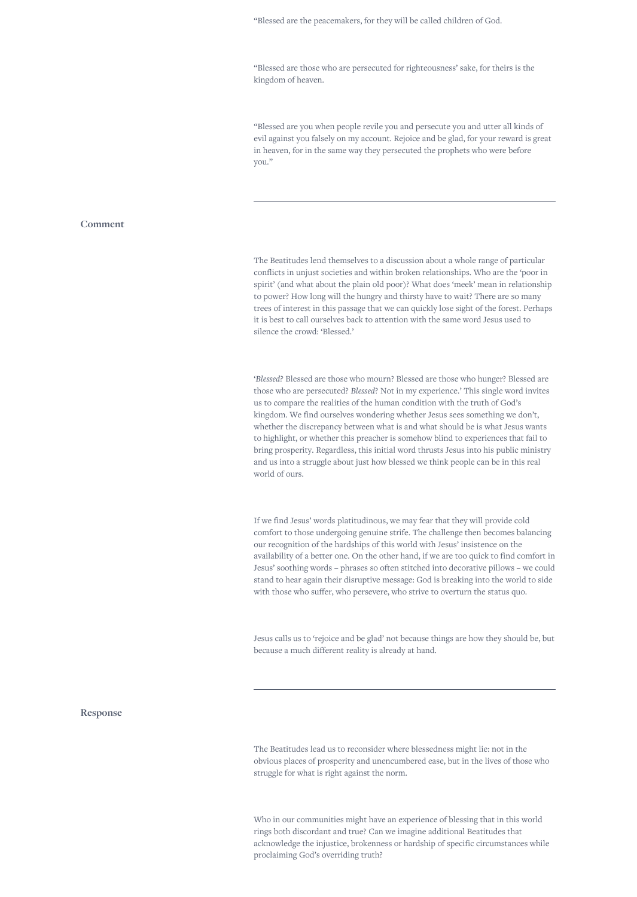"Blessed are the peacemakers, for they will be called children of God.

"Blessed are those who are persecuted for righteousness' sake, for theirs is the kingdom of heaven.

"Blessed are you when people revile you and persecute you and utter all kinds of evil against you falsely on my account. Rejoice and be glad, for your reward is great in heaven, for in the same way they persecuted the prophets who were before you."

---

## Comment

The Beatitudes lend themselves to a discussion about a whole range of particular conflicts in unjust societies and within broken relationships. Who are the 'poor in spirit' (and what about the plain old poor)? What does 'meek' mean in relationship to power? How long will the hungry and thirsty have to wait? There are so many trees of interest in this passage that we can quickly lose sight of the forest. Perhaps it is best to call ourselves back to attention with the same word Jesus used to silence the crowd: 'Blessed.'

'*Blessed?* Blessed are those who mourn? Blessed are those who hunger? Blessed are those who are persecuted? *Blessed?* Not in my experience.' This single word invites us to compare the realities of the human condition with the truth of God's kingdom. We find ourselves wondering whether Jesus sees something we don't, whether the discrepancy between what is and what should be is what Jesus wants to highlight, or whether this preacher is somehow blind to experiences that fail to bring prosperity. Regardless, this initial word thrusts Jesus into his public ministry and us into a struggle about just how blessed we think people can be in this real world of ours.

If we find Jesus' words platitudinous, we may fear that they will provide cold comfort to those undergoing genuine strife. The challenge then becomes balancing our recognition of the hardships of this world with Jesus' insistence on the availability of a better one. On the other hand, if we are too quick to find comfort in Jesus' soothing words – phrases so often stitched into decorative pillows – we could stand to hear again their disruptive message: God is breaking into the world to side with those who suffer, who persevere, who strive to overturn the status quo.

Jesus calls us to 'rejoice and be glad' not because things are how they should be, but because a much different reality is already at hand.

---

## Response

The Beatitudes lead us to reconsider where blessedness might lie: not in the obvious places of prosperity and unencumbered ease, but in the lives of those who struggle for what is right against the norm.

Who in our communities might have an experience of blessing that in this world rings both discordant and true? Can we imagine additional Beatitudes that acknowledge the injustice, brokenness or hardship of specific circumstances while proclaiming God's overriding truth?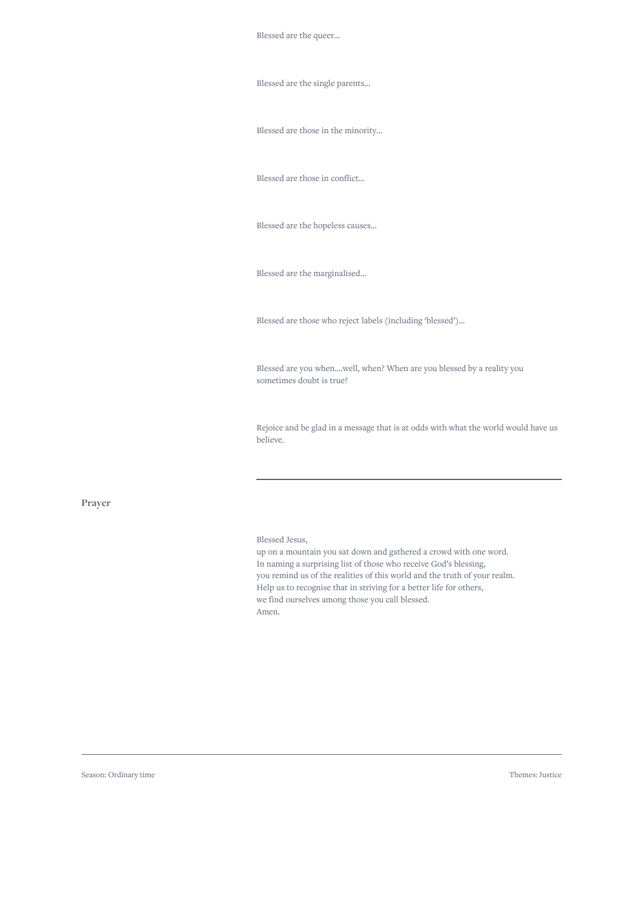Blessed are the queer…

Blessed are the single parents…

Blessed are those in the minority…

Blessed are those in conflict…

Blessed are the hopeless causes…

Blessed are the marginalised…

Blessed are those who reject labels (including 'blessed')…

Blessed are you when….well, when? When are you blessed by a reality you sometimes doubt is true?

Rejoice and be glad in a message that is at odds with what the world would have us believe.

---

## Prayer

Blessed Jesus,
up on a mountain you sat down and gathered a crowd with one word.
In naming a surprising list of those who receive God's blessing,
you remind us of the realities of this world and the truth of your realm.
Help us to recognise that in striving for a better life for others,
we find ourselves among those you call blessed.
Amen.

---

Season: Ordinary time

Themes: Justice